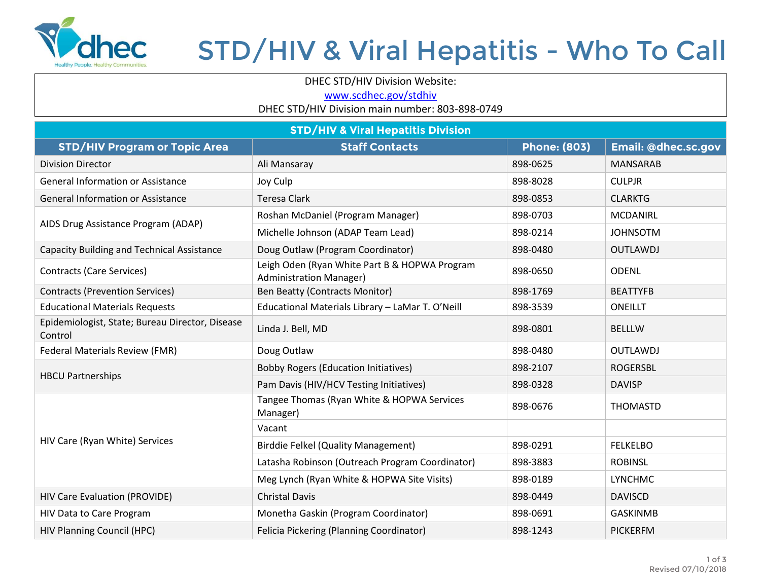# STD/HIV & Viral Hepatitis - Who To Call

DHEC STD/HIV Division Website:
www.scdhec.gov/stdhiv
DHEC STD/HIV Division main number: 803-898-0749

| STD/HIV & Viral Hepatitis Division | | | |
|---|---|---|---|
| **STD/HIV Program or Topic Area** | **Staff Contacts** | **Phone: (803)** | **Email: @dhec.sc.gov** |
| Division Director | Ali Mansaray | 898-0625 | MANSARAB |
| General Information or Assistance | Joy Culp | 898-8028 | CULPJR |
| General Information or Assistance | Teresa Clark | 898-0853 | CLARKTG |
| AIDS Drug Assistance Program (ADAP) | Roshan McDaniel (Program Manager) | 898-0703 | MCDANIRL |
| | Michelle Johnson (ADAP Team Lead) | 898-0214 | JOHNSOTM |
| Capacity Building and Technical Assistance | Doug Outlaw (Program Coordinator) | 898-0480 | OUTLAWDJ |
| Contracts (Care Services) | Leigh Oden (Ryan White Part B & HOPWA Program Administration Manager) | 898-0650 | ODENL |
| Contracts (Prevention Services) | Ben Beatty (Contracts Monitor) | 898-1769 | BEATTYFB |
| Educational Materials Requests | Educational Materials Library – LaMar T. O'Neill | 898-3539 | ONEILLT |
| Epidemiologist, State; Bureau Director, Disease Control | Linda J. Bell, MD | 898-0801 | BELLLW |
| Federal Materials Review (FMR) | Doug Outlaw | 898-0480 | OUTLAWDJ |
| HBCU Partnerships | Bobby Rogers (Education Initiatives) | 898-2107 | ROGERSBL |
| | Pam Davis (HIV/HCV Testing Initiatives) | 898-0328 | DAVISP |
| HIV Care (Ryan White) Services | Tangee Thomas (Ryan White & HOPWA Services Manager) | 898-0676 | THOMASTD |
| | Vacant | | |
| | Birddie Felkel (Quality Management) | 898-0291 | FELKELBO |
| | Latasha Robinson (Outreach Program Coordinator) | 898-3883 | ROBINSL |
| | Meg Lynch (Ryan White & HOPWA Site Visits) | 898-0189 | LYNCHMC |
| HIV Care Evaluation (PROVIDE) | Christal Davis | 898-0449 | DAVISCD |
| HIV Data to Care Program | Monetha Gaskin (Program Coordinator) | 898-0691 | GASKINMB |
| HIV Planning Council (HPC) | Felicia Pickering (Planning Coordinator) | 898-1243 | PICKERFM |

Revised 07/10/2018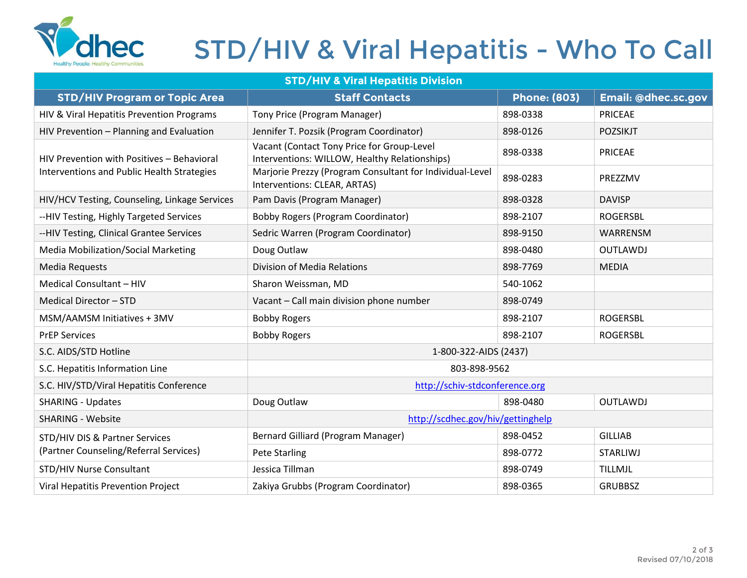# STD/HIV & Viral Hepatitis - Who To Call

| STD/HIV & Viral Hepatitis Division | | | |
|---|---|---|---|
| **STD/HIV Program or Topic Area** | **Staff Contacts** | **Phone: (803)** | **Email: @dhec.sc.gov** |
| HIV & Viral Hepatitis Prevention Programs | Tony Price (Program Manager) | 898-0338 | PRICEAE |
| HIV Prevention – Planning and Evaluation | Jennifer T. Pozsik (Program Coordinator) | 898-0126 | POZSIKJT |
| HIV Prevention with Positives – Behavioral Interventions and Public Health Strategies | Vacant (Contact Tony Price for Group-Level Interventions: WILLOW, Healthy Relationships) | 898-0338 | PRICEAE |
| | Marjorie Prezzy (Program Consultant for Individual-Level Interventions: CLEAR, ARTAS) | 898-0283 | PREZZMV |
| HIV/HCV Testing, Counseling, Linkage Services | Pam Davis (Program Manager) | 898-0328 | DAVISP |
| --HIV Testing, Highly Targeted Services | Bobby Rogers (Program Coordinator) | 898-2107 | ROGERSBL |
| --HIV Testing, Clinical Grantee Services | Sedric Warren (Program Coordinator) | 898-9150 | WARRENSM |
| Media Mobilization/Social Marketing | Doug Outlaw | 898-0480 | OUTLAWDJ |
| Media Requests | Division of Media Relations | 898-7769 | MEDIA |
| Medical Consultant – HIV | Sharon Weissman, MD | 540-1062 | |
| Medical Director – STD | Vacant – Call main division phone number | 898-0749 | |
| MSM/AAMSM Initiatives + 3MV | Bobby Rogers | 898-2107 | ROGERSBL |
| PrEP Services | Bobby Rogers | 898-2107 | ROGERSBL |
| S.C. AIDS/STD Hotline | 1-800-322-AIDS (2437) | | |
| S.C. Hepatitis Information Line | 803-898-9562 | | |
| S.C. HIV/STD/Viral Hepatitis Conference | http://schiv-stdconference.org | | |
| SHARING - Updates | Doug Outlaw | 898-0480 | OUTLAWDJ |
| SHARING - Website | http://scdhec.gov/hiv/gettinghelp | | |
| STD/HIV DIS & Partner Services (Partner Counseling/Referral Services) | Bernard Gilliard (Program Manager) | 898-0452 | GILLIAB |
| | Pete Starling | 898-0772 | STARLIWJ |
| STD/HIV Nurse Consultant | Jessica Tillman | 898-0749 | TILLMJL |
| Viral Hepatitis Prevention Project | Zakiya Grubbs (Program Coordinator) | 898-0365 | GRUBBSZ |

Revised 07/10/2018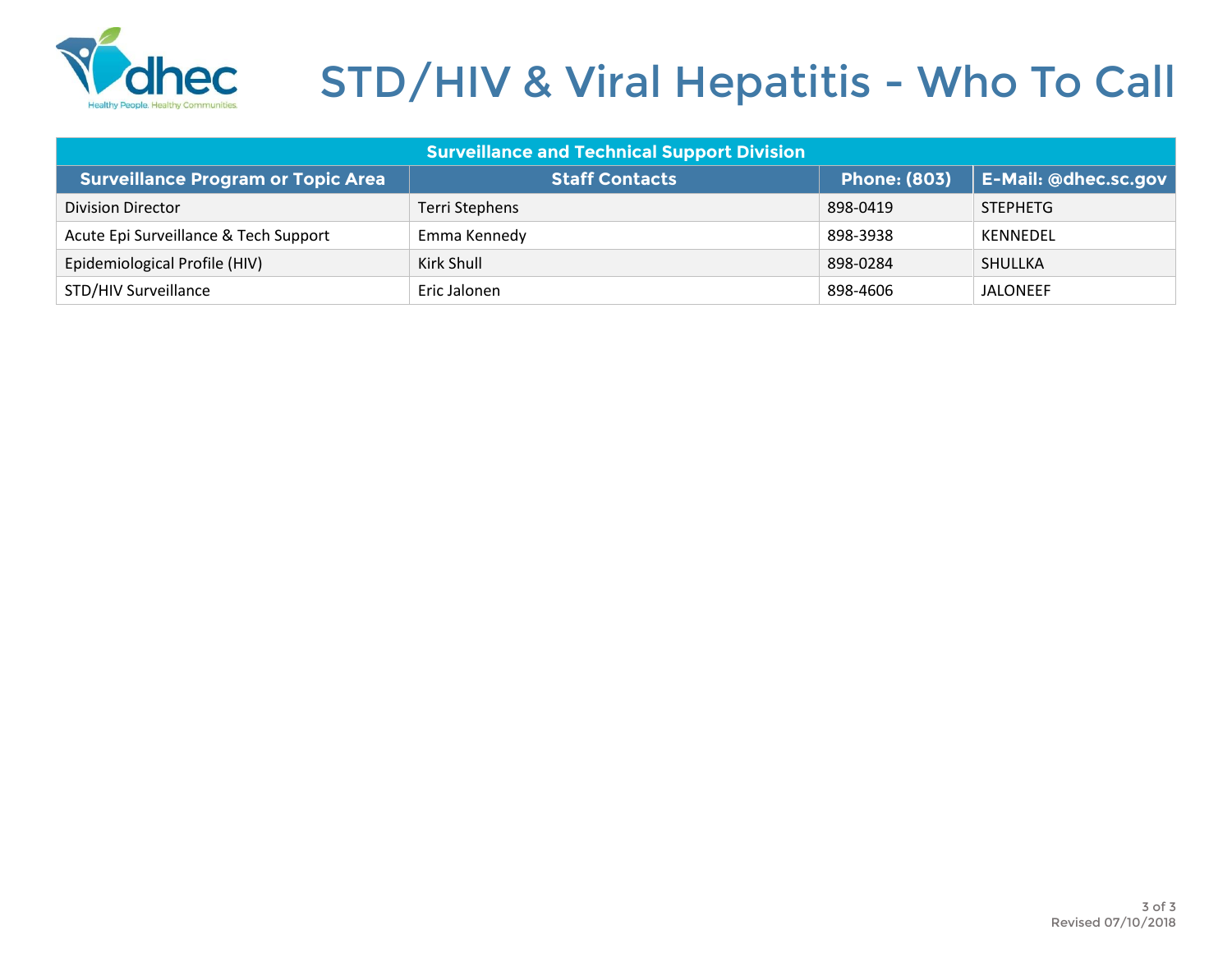# STD/HIV & Viral Hepatitis - Who To Call

| Surveillance and Technical Support Division | | | |
|---|---|---|---|
| **Surveillance Program or Topic Area** | **Staff Contacts** | **Phone: (803)** | **E-Mail: @dhec.sc.gov** |
| Division Director | Terri Stephens | 898-0419 | STEPHETG |
| Acute Epi Surveillance & Tech Support | Emma Kennedy | 898-3938 | KENNEDEL |
| Epidemiological Profile (HIV) | Kirk Shull | 898-0284 | SHULLKA |
| STD/HIV Surveillance | Eric Jalonen | 898-4606 | JALONEEF |

Revised 07/10/2018